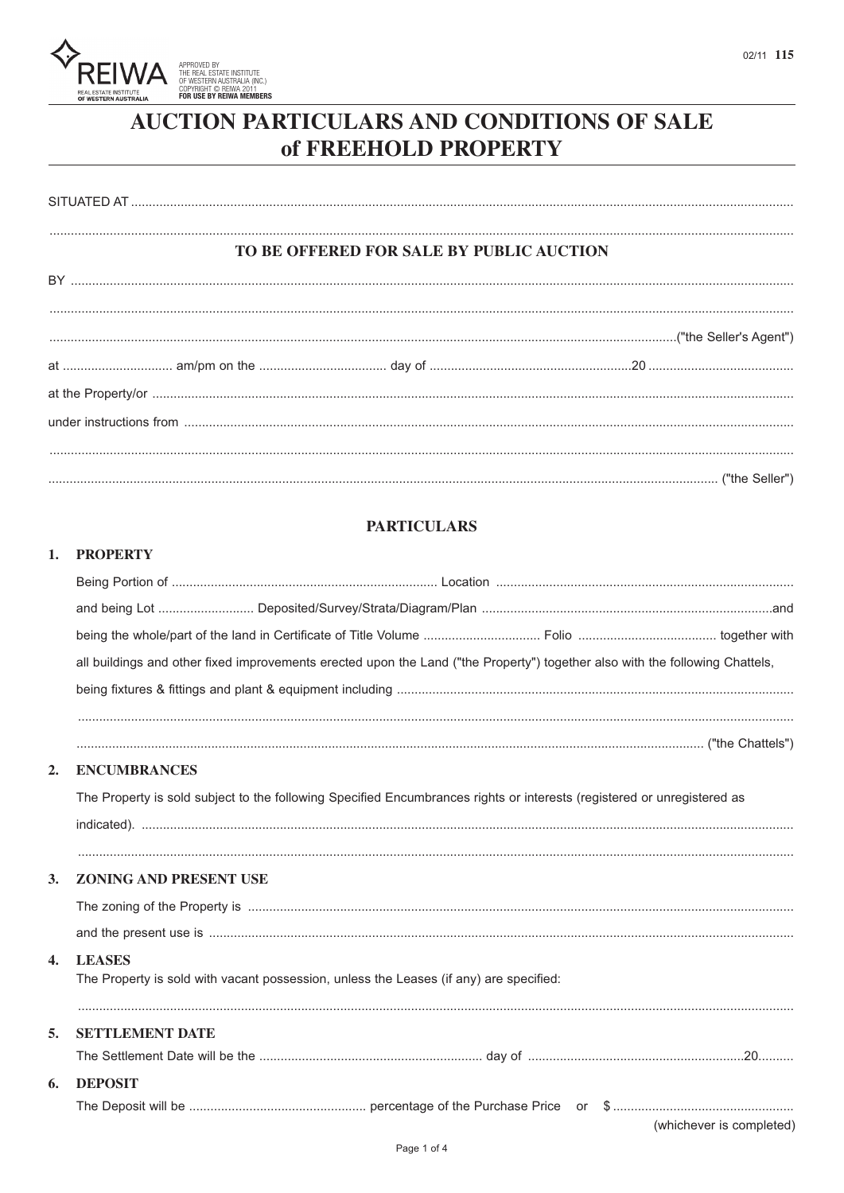REIWA
REAL ESTATE INSTITUTE OF WESTERN AUSTRALIA

APPROVED BY THE REAL ESTATE INSTITUTE OF WESTERN AUSTRALIA (INC.)
COPYRIGHT © REIWA 2011
**FOR USE BY REIWA MEMBERS**

02/11 **115**

# AUCTION PARTICULARS AND CONDITIONS OF SALE of FREEHOLD PROPERTY

SITUATED AT ..............................................................................................................................................................................

..............................................................................................................................................................................................

## TO BE OFFERED FOR SALE BY PUBLIC AUCTION

BY ..........................................................................................................................................................................................

..............................................................................................................................................................................................

..............................................................................................................................................................("the Seller's Agent")

at .............................. am/pm on the ................................... day of ........................................................20 .........................................

at the Property/or .................................................................................................................................................................

under instructions from .........................................................................................................................................................

..............................................................................................................................................................................................

.......................................................................................................................................................................... ("the Seller")

## PARTICULARS

**1. PROPERTY**

Being Portion of .......................................................................... Location ..................................................................................

and being Lot ........................... Deposited/Survey/Strata/Diagram/Plan .................................................................................and

being the whole/part of the land in Certificate of Title Volume ................................ Folio ...................................... together with

all buildings and other fixed improvements erected upon the Land ("the Property") together also with the following Chattels,

being fixtures & fittings and plant & equipment including ..............................................................................................................

..............................................................................................................................................................................................

...................................................................................................................................................................... ("the Chattels")

**2. ENCUMBRANCES**

The Property is sold subject to the following Specified Encumbrances rights or interests (registered or unregistered as

indicated). ...............................................................................................................................................................................

..............................................................................................................................................................................................

**3. ZONING AND PRESENT USE**

The zoning of the Property is ...............................................................................................................................................

and the present use is ..........................................................................................................................................................

**4. LEASES**

The Property is sold with vacant possession, unless the Leases (if any) are specified:

..............................................................................................................................................................................................

**5. SETTLEMENT DATE**

The Settlement Date will be the .............................................................. day of ...........................................................20..........

**6. DEPOSIT**

The Deposit will be .................................................. percentage of the Purchase Price or $ ..................................................

(whichever is completed)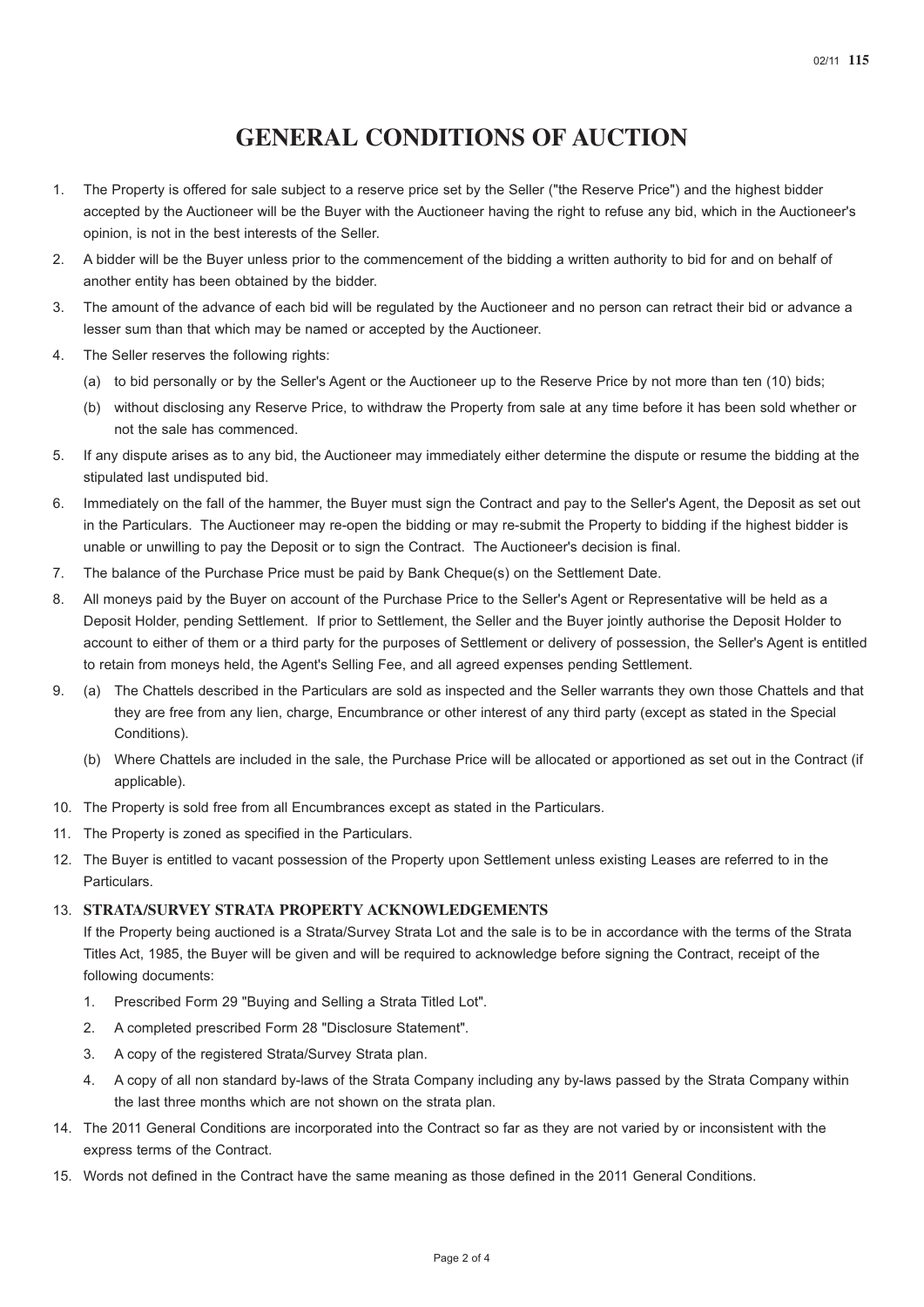# GENERAL CONDITIONS OF AUCTION

1. The Property is offered for sale subject to a reserve price set by the Seller ("the Reserve Price") and the highest bidder accepted by the Auctioneer will be the Buyer with the Auctioneer having the right to refuse any bid, which in the Auctioneer's opinion, is not in the best interests of the Seller.
2. A bidder will be the Buyer unless prior to the commencement of the bidding a written authority to bid for and on behalf of another entity has been obtained by the bidder.
3. The amount of the advance of each bid will be regulated by the Auctioneer and no person can retract their bid or advance a lesser sum than that which may be named or accepted by the Auctioneer.
4. The Seller reserves the following rights:
   (a) to bid personally or by the Seller's Agent or the Auctioneer up to the Reserve Price by not more than ten (10) bids;
   (b) without disclosing any Reserve Price, to withdraw the Property from sale at any time before it has been sold whether or not the sale has commenced.
5. If any dispute arises as to any bid, the Auctioneer may immediately either determine the dispute or resume the bidding at the stipulated last undisputed bid.
6. Immediately on the fall of the hammer, the Buyer must sign the Contract and pay to the Seller's Agent, the Deposit as set out in the Particulars. The Auctioneer may re-open the bidding or may re-submit the Property to bidding if the highest bidder is unable or unwilling to pay the Deposit or to sign the Contract. The Auctioneer's decision is final.
7. The balance of the Purchase Price must be paid by Bank Cheque(s) on the Settlement Date.
8. All moneys paid by the Buyer on account of the Purchase Price to the Seller's Agent or Representative will be held as a Deposit Holder, pending Settlement. If prior to Settlement, the Seller and the Buyer jointly authorise the Deposit Holder to account to either of them or a third party for the purposes of Settlement or delivery of possession, the Seller's Agent is entitled to retain from moneys held, the Agent's Selling Fee, and all agreed expenses pending Settlement.
9. (a) The Chattels described in the Particulars are sold as inspected and the Seller warrants they own those Chattels and that they are free from any lien, charge, Encumbrance or other interest of any third party (except as stated in the Special Conditions).
   (b) Where Chattels are included in the sale, the Purchase Price will be allocated or apportioned as set out in the Contract (if applicable).
10. The Property is sold free from all Encumbrances except as stated in the Particulars.
11. The Property is zoned as specified in the Particulars.
12. The Buyer is entitled to vacant possession of the Property upon Settlement unless existing Leases are referred to in the Particulars.
13. **STRATA/SURVEY STRATA PROPERTY ACKNOWLEDGEMENTS**
    If the Property being auctioned is a Strata/Survey Strata Lot and the sale is to be in accordance with the terms of the Strata Titles Act, 1985, the Buyer will be given and will be required to acknowledge before signing the Contract, receipt of the following documents:
    1. Prescribed Form 29 "Buying and Selling a Strata Titled Lot".
    2. A completed prescribed Form 28 "Disclosure Statement".
    3. A copy of the registered Strata/Survey Strata plan.
    4. A copy of all non standard by-laws of the Strata Company including any by-laws passed by the Strata Company within the last three months which are not shown on the strata plan.
14. The 2011 General Conditions are incorporated into the Contract so far as they are not varied by or inconsistent with the express terms of the Contract.
15. Words not defined in the Contract have the same meaning as those defined in the 2011 General Conditions.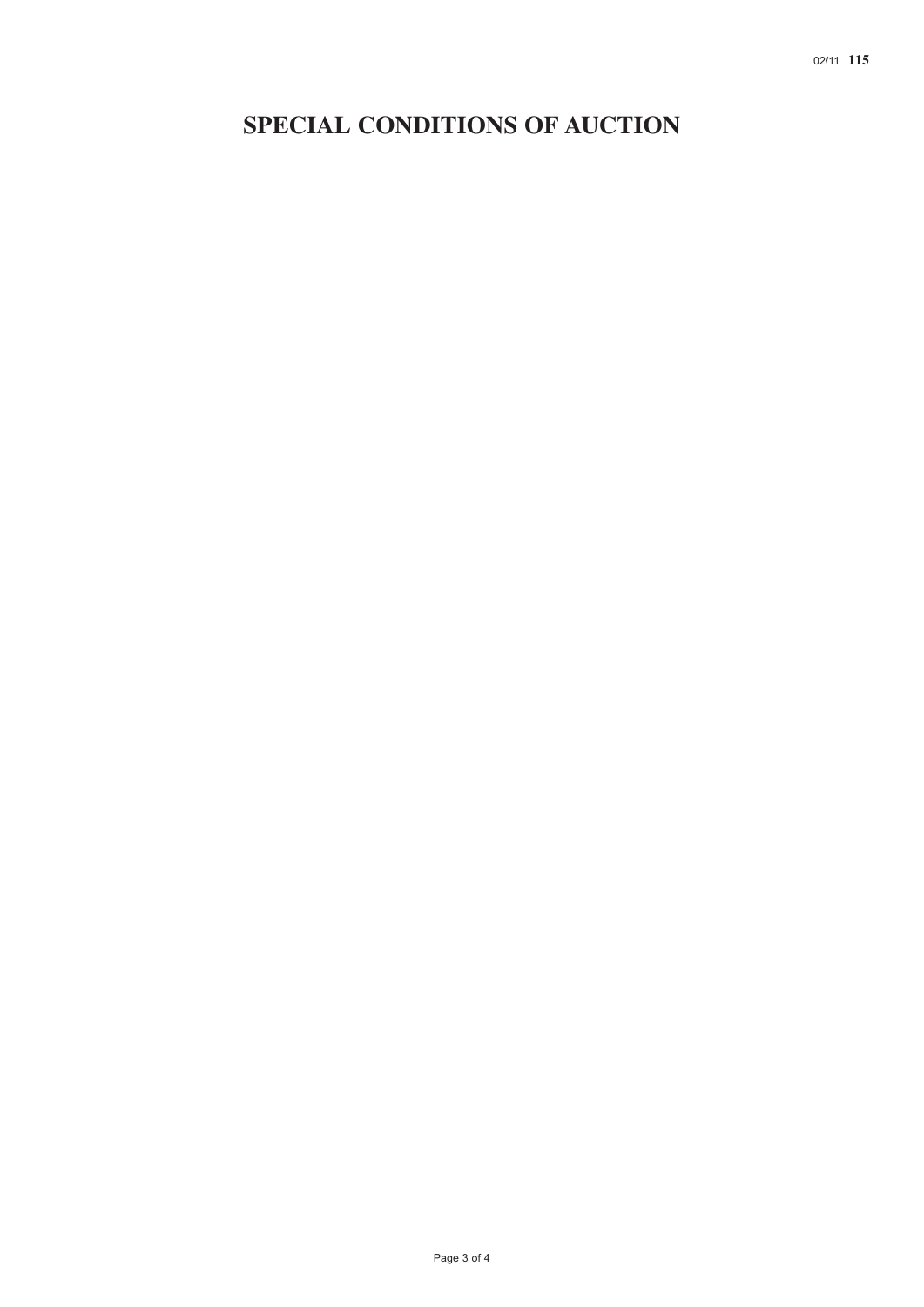# SPECIAL CONDITIONS OF AUCTION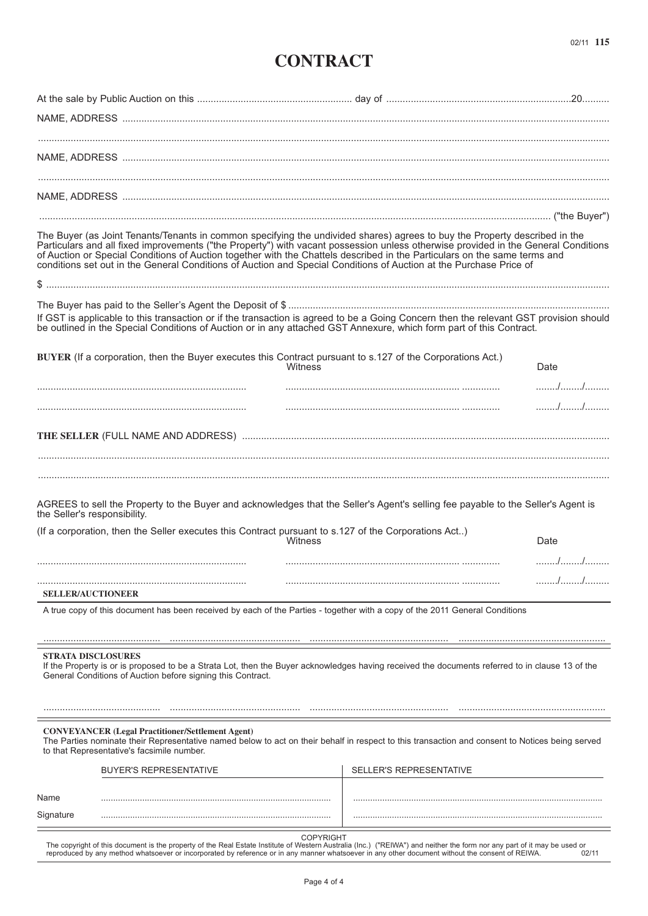02/11 **115**

# CONTRACT

At the sale by Public Auction on this .......................................................... day of ....................................................................20..........

NAME, ADDRESS ..........................................................................................................................................................................

..........................................................................................................................................................................................................

NAME, ADDRESS ..........................................................................................................................................................................

..........................................................................................................................................................................................................

NAME, ADDRESS ..........................................................................................................................................................................

.......................................................................................................................................................................... ("the Buyer")

The Buyer (as Joint Tenants/Tenants in common specifying the undivided shares) agrees to buy the Property described in the Particulars and all fixed improvements ("the Property") with vacant possession unless otherwise provided in the General Conditions of Auction or Special Conditions of Auction together with the Chattels described in the Particulars on the same terms and conditions set out in the General Conditions of Auction and Special Conditions of Auction at the Purchase Price of

$ ..........................................................................................................................................................................................................

The Buyer has paid to the Seller's Agent the Deposit of $ ......................................................................................................................

If GST is applicable to this transaction or if the transaction is agreed to be a Going Concern then the relevant GST provision should be outlined in the Special Conditions of Auction or in any attached GST Annexure, which form part of this Contract.

**BUYER** (If a corporation, then the Buyer executes this Contract pursuant to s.127 of the Corporations Act.)

| | Witness | Date |
|---|---|---|
| ............................................................................ | ............................................................... .............. | ......./......./........ |
| ............................................................................ | ............................................................... .............. | ......./......./........ |

**THE SELLER** (FULL NAME AND ADDRESS) ..................................................................................................................................

..........................................................................................................................................................................................................

..........................................................................................................................................................................................................

AGREES to sell the Property to the Buyer and acknowledges that the Seller's Agent's selling fee payable to the Seller's Agent is the Seller's responsibility.

(If a corporation, then the Seller executes this Contract pursuant to s.127 of the Corporations Act..)

| | Witness | Date |
|---|---|---|
| ............................................................................ | ............................................................... .............. | ......./......./........ |
| ............................................................................ | ............................................................... .............. | ......./......./........ |

**SELLER/AUCTIONEER**

A true copy of this document has been received by each of the Parties - together with a copy of the 2011 General Conditions

........................................... ................................................. .................................................... ......................................................

**STRATA DISCLOSURES**

If the Property is or is proposed to be a Strata Lot, then the Buyer acknowledges having received the documents referred to in clause 13 of the General Conditions of Auction before signing this Contract.

........................................... ................................................. .................................................... ......................................................

**CONVEYANCER (Legal Practitioner/Settlement Agent)**

The Parties nominate their Representative named below to act on their behalf in respect to this transaction and consent to Notices being served to that Representative's facsimile number.

| | BUYER'S REPRESENTATIVE | SELLER'S REPRESENTATIVE |
|---|---|---|
| Name | ............................................................................................. | ..................................................................................................... |
| Signature | ............................................................................................. | ..................................................................................................... |

COPYRIGHT

The copyright of this document is the property of the Real Estate Institute of Western Australia (Inc.) ("REIWA") and neither the form nor any part of it may be used or reproduced by any method whatsoever or incorporated by reference or in any manner whatsoever in any other document without the consent of REIWA. 02/11